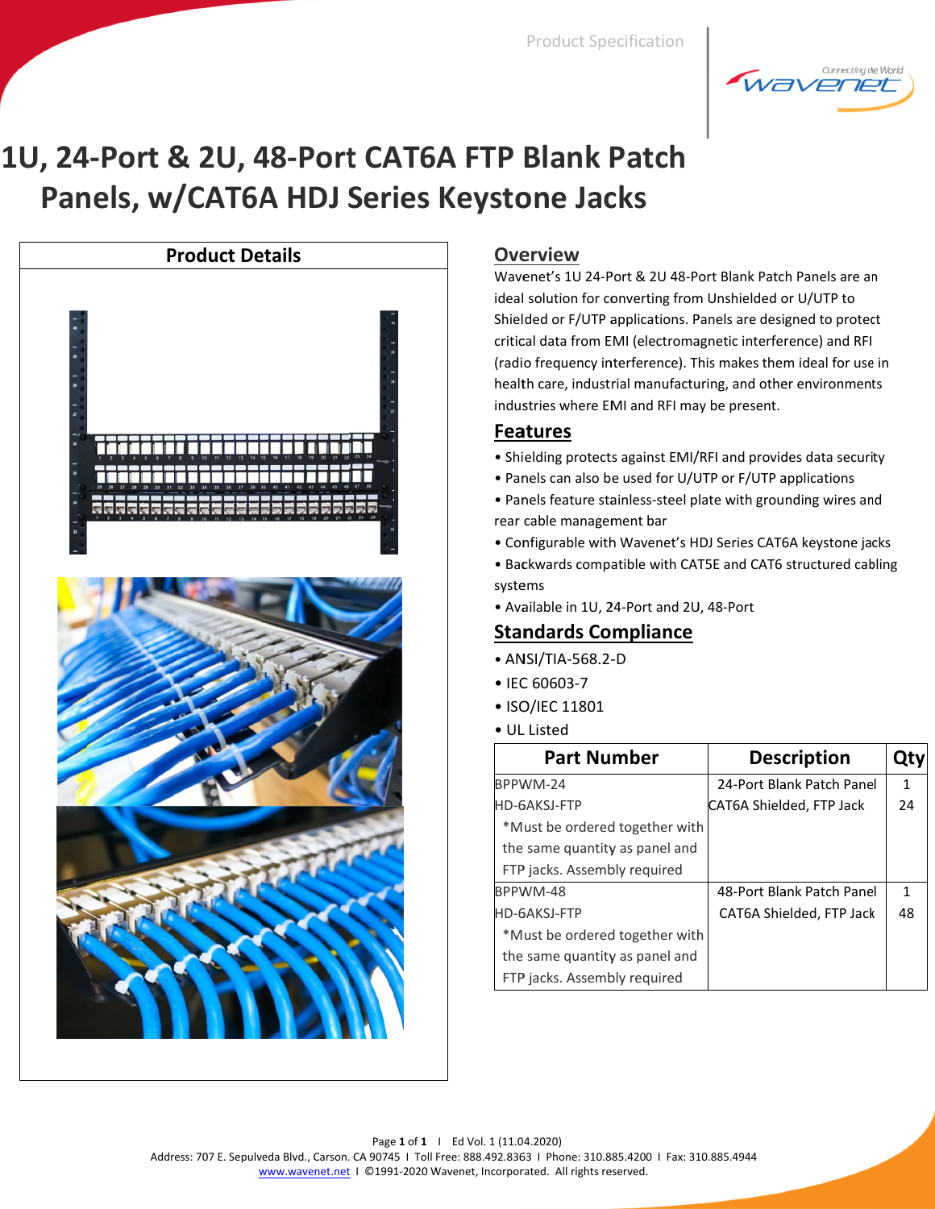# 1U, 24-Port & 2U, 48-Port CAT6A FTP Blank Patch Panels, w/CAT6A HDJ Series Keystone Jacks

## Product Details

## Overview

Wavenet's 1U 24-Port & 2U 48-Port Blank Patch Panels are an ideal solution for converting from Unshielded or U/UTP to Shielded or F/UTP applications. Panels are designed to protect critical data from EMI (electromagnetic interference) and RFI (radio frequency interference). This makes them ideal for use in health care, industrial manufacturing, and other environments industries where EMI and RFI may be present.

## Features

- Shielding protects against EMI/RFI and provides data security
- Panels can also be used for U/UTP or F/UTP applications
- Panels feature stainless-steel plate with grounding wires and rear cable management bar
- Configurable with Wavenet's HDJ Series CAT6A keystone jacks
- Backwards compatible with CAT5E and CAT6 structured cabling systems
- Available in 1U, 24-Port and 2U, 48-Port

## Standards Compliance

- ANSI/TIA-568.2-D
- IEC 60603-7
- ISO/IEC 11801
- UL Listed

| Part Number | Description | Qty |
|---|---|---|
| BPPWM-24 | 24-Port Blank Patch Panel | 1 |
| HD-6AKSJ-FTP *Must be ordered together with the same quantity as panel and FTP jacks. Assembly required | CAT6A Shielded, FTP Jack | 24 |
| BPPWM-48 | 48-Port Blank Patch Panel | 1 |
| HD-6AKSJ-FTP *Must be ordered together with the same quantity as panel and FTP jacks. Assembly required | CAT6A Shielded, FTP Jack | 48 |

Ed Vol. 1 (11.04.2020)
Address: 707 E. Sepulveda Blvd., Carson. CA 90745 I Toll Free: 888.492.8363 I Phone: 310.885.4200 I Fax: 310.885.4944
www.wavenet.net I ©1991-2020 Wavenet, Incorporated. All rights reserved.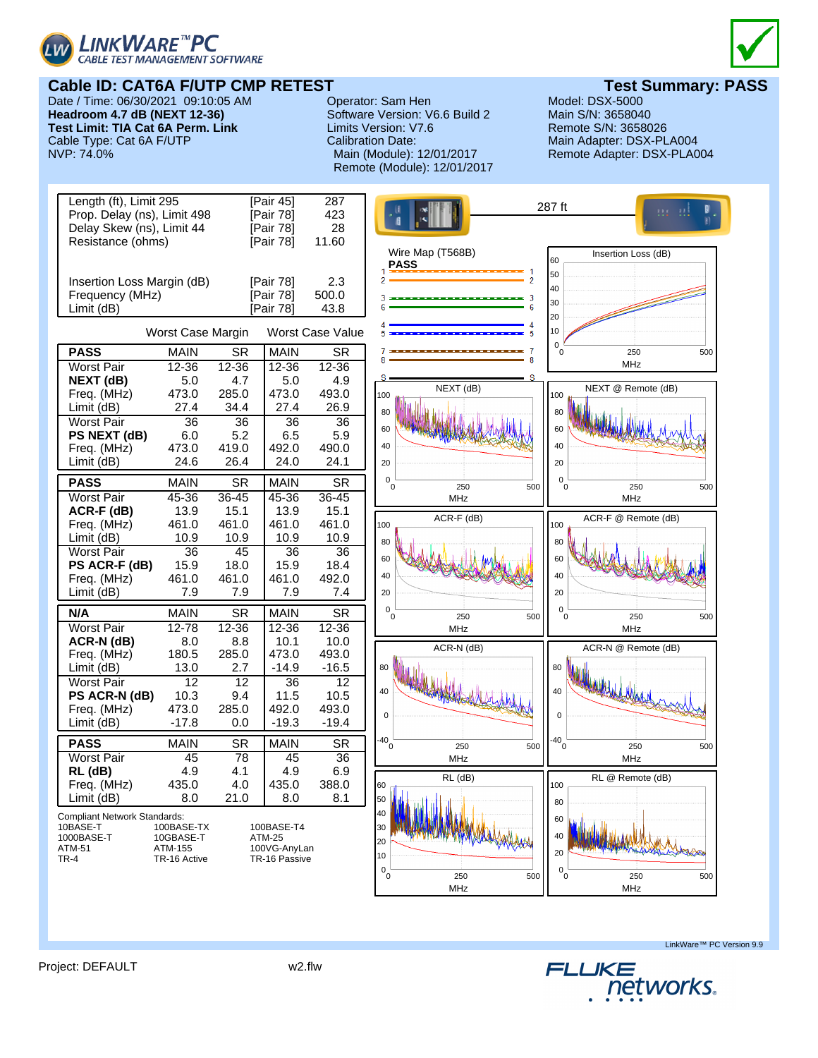LinkWare™ PC
CABLE TEST MANAGEMENT SOFTWARE

## Cable ID: CAT6A F/UTP CMP RETEST

## Test Summary: PASS

Date / Time: 06/30/2021 09:10:05 AM
**Headroom 4.7 dB (NEXT 12-36)**
**Test Limit: TIA Cat 6A Perm. Link**
Cable Type: Cat 6A F/UTP
NVP: 74.0%

Operator: Sam Hen
Software Version: V6.6 Build 2
Limits Version: V7.6
Calibration Date:
Main (Module): 12/01/2017
Remote (Module): 12/01/2017

Model: DSX-5000
Main S/N: 3658040
Remote S/N: 3658026
Main Adapter: DSX-PLA004
Remote Adapter: DSX-PLA004

| | | |
|---|---|---|
| Length (ft), Limit 295 | [Pair 45] | 287 |
| Prop. Delay (ns), Limit 498 | [Pair 78] | 423 |
| Delay Skew (ns), Limit 44 | [Pair 78] | 28 |
| Resistance (ohms) | [Pair 78] | 11.60 |
| Insertion Loss Margin (dB) | [Pair 78] | 2.3 |
| Frequency (MHz) | [Pair 78] | 500.0 |
| Limit (dB) | [Pair 78] | 43.8 |

| | Worst Case Margin | | Worst Case Value | |
|---|---|---|---|---|
| **PASS** | MAIN | SR | MAIN | SR |
| Worst Pair | 12-36 | 12-36 | 12-36 | 12-36 |
| **NEXT (dB)** | 5.0 | 4.7 | 5.0 | 4.9 |
| Freq. (MHz) | 473.0 | 285.0 | 473.0 | 493.0 |
| Limit (dB) | 27.4 | 34.4 | 27.4 | 26.9 |
| Worst Pair | 36 | 36 | 36 | 36 |
| **PS NEXT (dB)** | 6.0 | 5.2 | 6.5 | 5.9 |
| Freq. (MHz) | 473.0 | 419.0 | 492.0 | 490.0 |
| Limit (dB) | 24.6 | 26.4 | 24.0 | 24.1 |
| **PASS** | MAIN | SR | MAIN | SR |
| Worst Pair | 45-36 | 36-45 | 45-36 | 36-45 |
| **ACR-F (dB)** | 13.9 | 15.1 | 13.9 | 15.1 |
| Freq. (MHz) | 461.0 | 461.0 | 461.0 | 461.0 |
| Limit (dB) | 10.9 | 10.9 | 10.9 | 10.9 |
| Worst Pair | 36 | 45 | 36 | 36 |
| **PS ACR-F (dB)** | 15.9 | 18.0 | 15.9 | 18.4 |
| Freq. (MHz) | 461.0 | 461.0 | 461.0 | 492.0 |
| Limit (dB) | 7.9 | 7.9 | 7.9 | 7.4 |
| **N/A** | MAIN | SR | MAIN | SR |
| Worst Pair | 12-78 | 12-36 | 12-36 | 12-36 |
| **ACR-N (dB)** | 8.0 | 8.8 | 10.1 | 10.0 |
| Freq. (MHz) | 180.5 | 285.0 | 473.0 | 493.0 |
| Limit (dB) | 13.0 | 2.7 | -14.9 | -16.5 |
| Worst Pair | 12 | 12 | 36 | 12 |
| **PS ACR-N (dB)** | 10.3 | 9.4 | 11.5 | 10.5 |
| Freq. (MHz) | 473.0 | 285.0 | 492.0 | 493.0 |
| Limit (dB) | -17.8 | 0.0 | -19.3 | -19.4 |
| **PASS** | MAIN | SR | MAIN | SR |
| Worst Pair | 45 | 78 | 45 | 36 |
| **RL (dB)** | 4.9 | 4.1 | 4.9 | 6.9 |
| Freq. (MHz) | 435.0 | 4.0 | 435.0 | 388.0 |
| Limit (dB) | 8.0 | 21.0 | 8.0 | 8.1 |

Compliant Network Standards:

| | | |
|---|---|---|
| 10BASE-T | 100BASE-TX | 100BASE-T4 |
| 1000BASE-T | 10GBASE-T | ATM-25 |
| ATM-51 | ATM-155 | 100VG-AnyLan |
| TR-4 | TR-16 Active | TR-16 Passive |

287 ft

Wire Map (T568B)
**PASS**
1 2 3 6 4 5 7 8 S

Insertion Loss (dB)
60 50 40 30 20 10 0
0 250 500
MHz

NEXT (dB)
100 80 60 40 20 0
0 250 500
MHz

NEXT @ Remote (dB)
100 80 60 40 20 0
0 250 500
MHz

ACR-F (dB)
100 80 60 40 20 0
0 250 500
MHz

ACR-F @ Remote (dB)
100 80 60 40 20 0
0 250 500
MHz

ACR-N (dB)
80 40 0 -40
0 250 500
MHz

ACR-N @ Remote (dB)
80 40 0 -40
0 250 500
MHz

RL (dB)
60 50 40 30 20 10 0
0 250 500
MHz

RL @ Remote (dB)
100 80 60 40 20 0
0 250 500
MHz

LinkWare™ PC Version 9.9

Project: DEFAULT w2.flw

FLUKE networks.